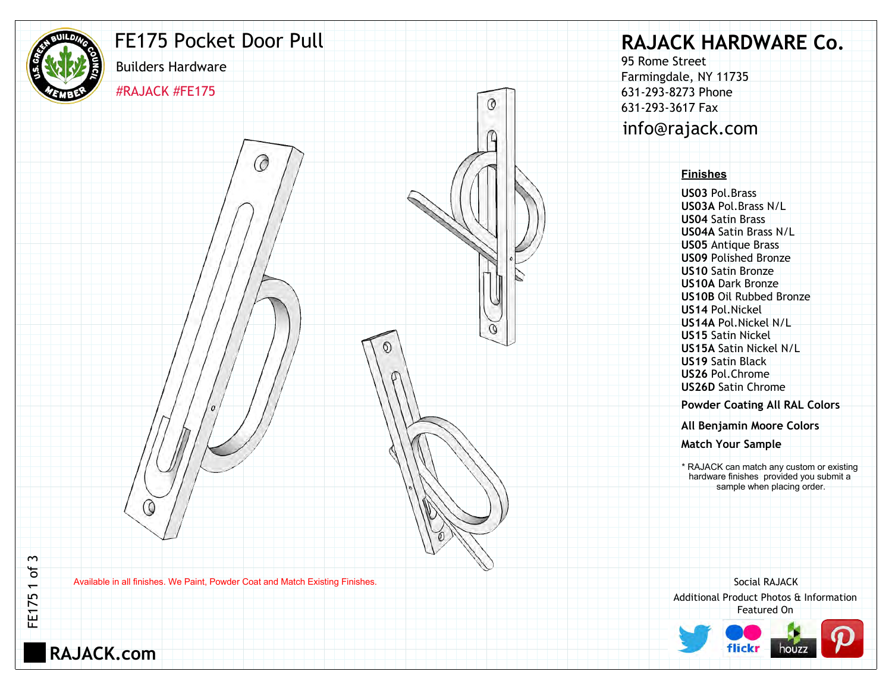# FE175 Pocket Door Pull

Builders Hardware

#RAJACK #FE175

## RAJACK HARDWARE Co.

95 Rome Street
Farmingdale, NY 11735
631-293-8273 Phone
631-293-3617 Fax
info@rajack.com

**Finishes**

**US03** Pol.Brass
**US03A** Pol.Brass N/L
**US04** Satin Brass
**US04A** Satin Brass N/L
**US05** Antique Brass
**US09** Polished Bronze
**US10** Satin Bronze
**US10A** Dark Bronze
**US10B** Oil Rubbed Bronze
**US14** Pol.Nickel
**US14A** Pol.Nickel N/L
**US15** Satin Nickel
**US15A** Satin Nickel N/L
**US19** Satin Black
**US26** Pol.Chrome
**US26D** Satin Chrome

**Powder Coating All RAL Colors**

**All Benjamin Moore Colors**

**Match Your Sample**

* RAJACK can match any custom or existing hardware finishes provided you submit a sample when placing order.

Available in all finishes. We Paint, Powder Coat and Match Existing Finishes.

Social RAJACK
Additional Product Photos & Information Featured On

RAJACK.com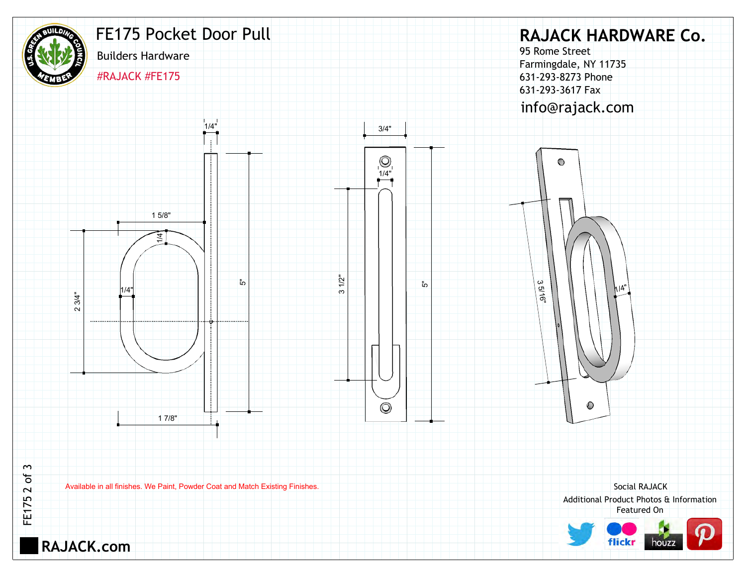# FE175 Pocket Door Pull

Builders Hardware

#RAJACK #FE175

## RAJACK HARDWARE Co.

95 Rome Street
Farmingdale, NY 11735
631-293-8273 Phone
631-293-3617 Fax
info@rajack.com

1/4"
1 5/8"
1/4"
1/4"
2 3/4"
5"
1 7/8"

3/4"
1/4"
3 1/2"
5"

3 5/16"
1/4"

Available in all finishes. We Paint, Powder Coat and Match Existing Finishes.

Social RAJACK
Additional Product Photos & Information
Featured On

flickr houzz

RAJACK.com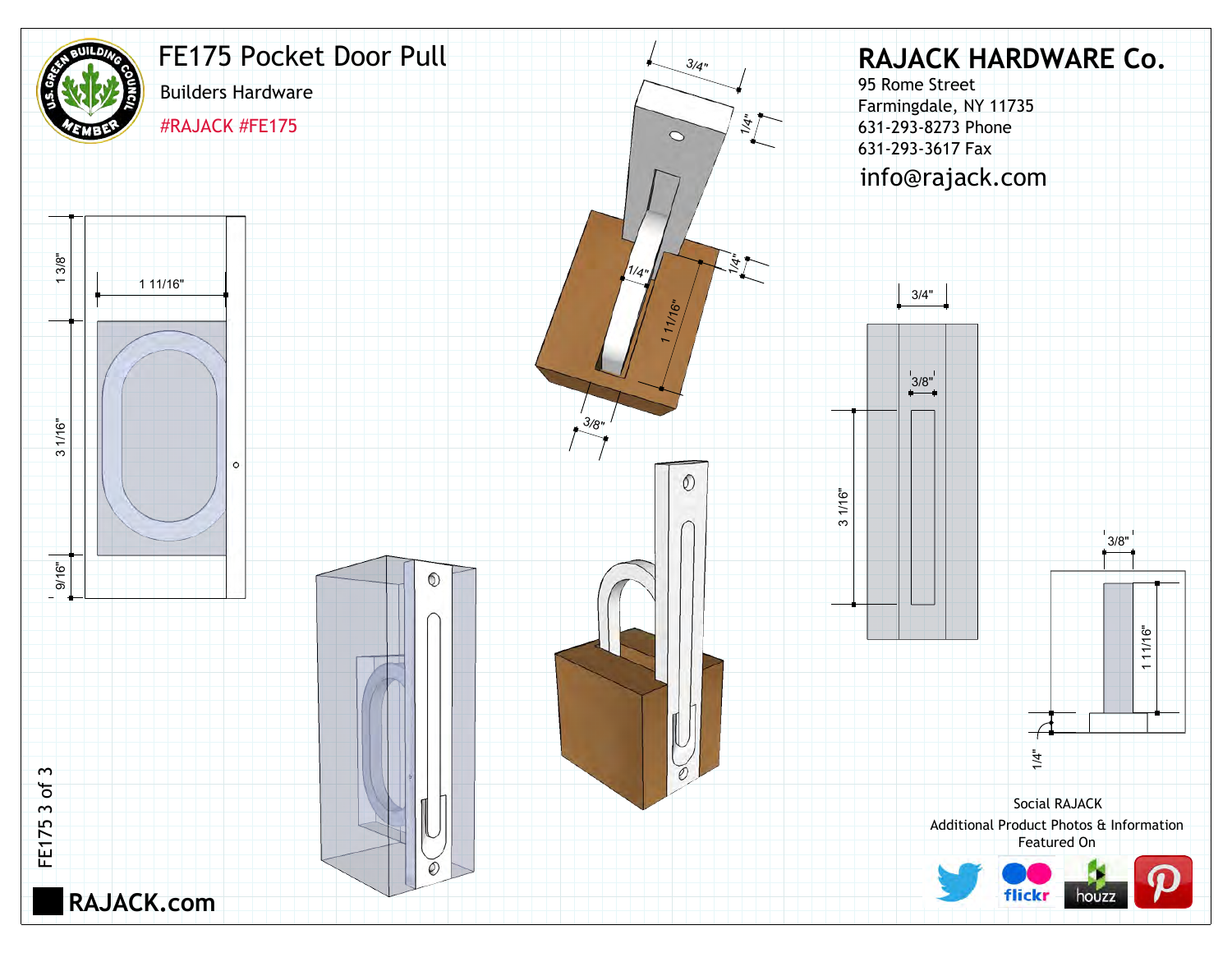# FE175 Pocket Door Pull

Builders Hardware

#RAJACK #FE175

## RAJACK HARDWARE Co.

95 Rome Street
Farmingdale, NY 11735
631-293-8273 Phone
631-293-3617 Fax
info@rajack.com

1 3/8"
1 11/16"
3 1/16"
9/16"

3/4"
1/4"
1/4"
1 11/16"
1/4"
3/8"

3/4"
3/8"
3 1/16"

3/8"
1 11/16"
1/4"

Social RAJACK
Additional Product Photos & Information Featured On

flickr
houzz

**RAJACK.com**